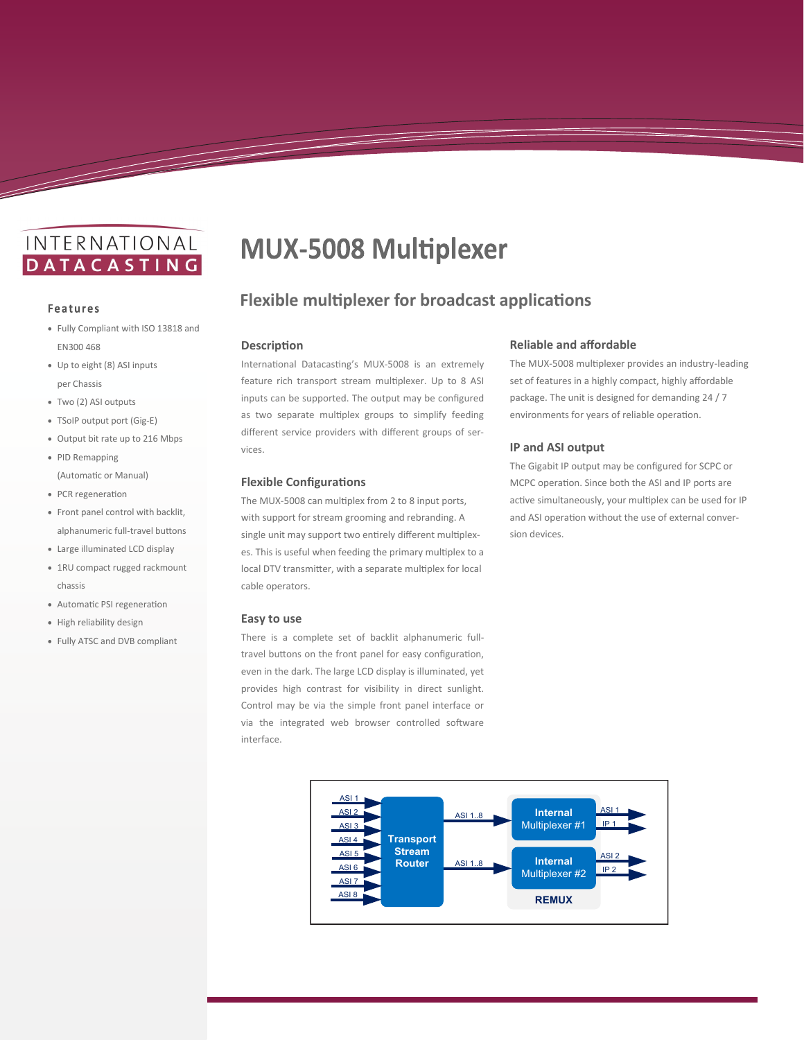INTERNATIONAL DATACASTING

# MUX-5008 Multiplexer

## Flexible multiplexer for broadcast applications

### Features

- Fully Compliant with ISO 13818 and EN300 468
- Up to eight (8) ASI inputs per Chassis
- Two (2) ASI outputs
- TSoIP output port (Gig-E)
- Output bit rate up to 216 Mbps
- PID Remapping (Automatic or Manual)
- PCR regeneration
- Front panel control with backlit, alphanumeric full-travel buttons
- Large illuminated LCD display
- 1RU compact rugged rackmount chassis
- Automatic PSI regeneration
- High reliability design
- Fully ATSC and DVB compliant

### Description

International Datacasting's MUX-5008 is an extremely feature rich transport stream multiplexer. Up to 8 ASI inputs can be supported. The output may be configured as two separate multiplex groups to simplify feeding different service providers with different groups of services.

### Flexible Configurations

The MUX-5008 can multiplex from 2 to 8 input ports, with support for stream grooming and rebranding. A single unit may support two entirely different multiplexes. This is useful when feeding the primary multiplex to a local DTV transmitter, with a separate multiplex for local cable operators.

### Easy to use

There is a complete set of backlit alphanumeric full-travel buttons on the front panel for easy configuration, even in the dark. The large LCD display is illuminated, yet provides high contrast for visibility in direct sunlight. Control may be via the simple front panel interface or via the integrated web browser controlled software interface.

### Reliable and affordable

The MUX-5008 multiplexer provides an industry-leading set of features in a highly compact, highly affordable package. The unit is designed for demanding 24 / 7 environments for years of reliable operation.

### IP and ASI output

The Gigabit IP output may be configured for SCPC or MCPC operation. Since both the ASI and IP ports are active simultaneously, your multiplex can be used for IP and ASI operation without the use of external conversion devices.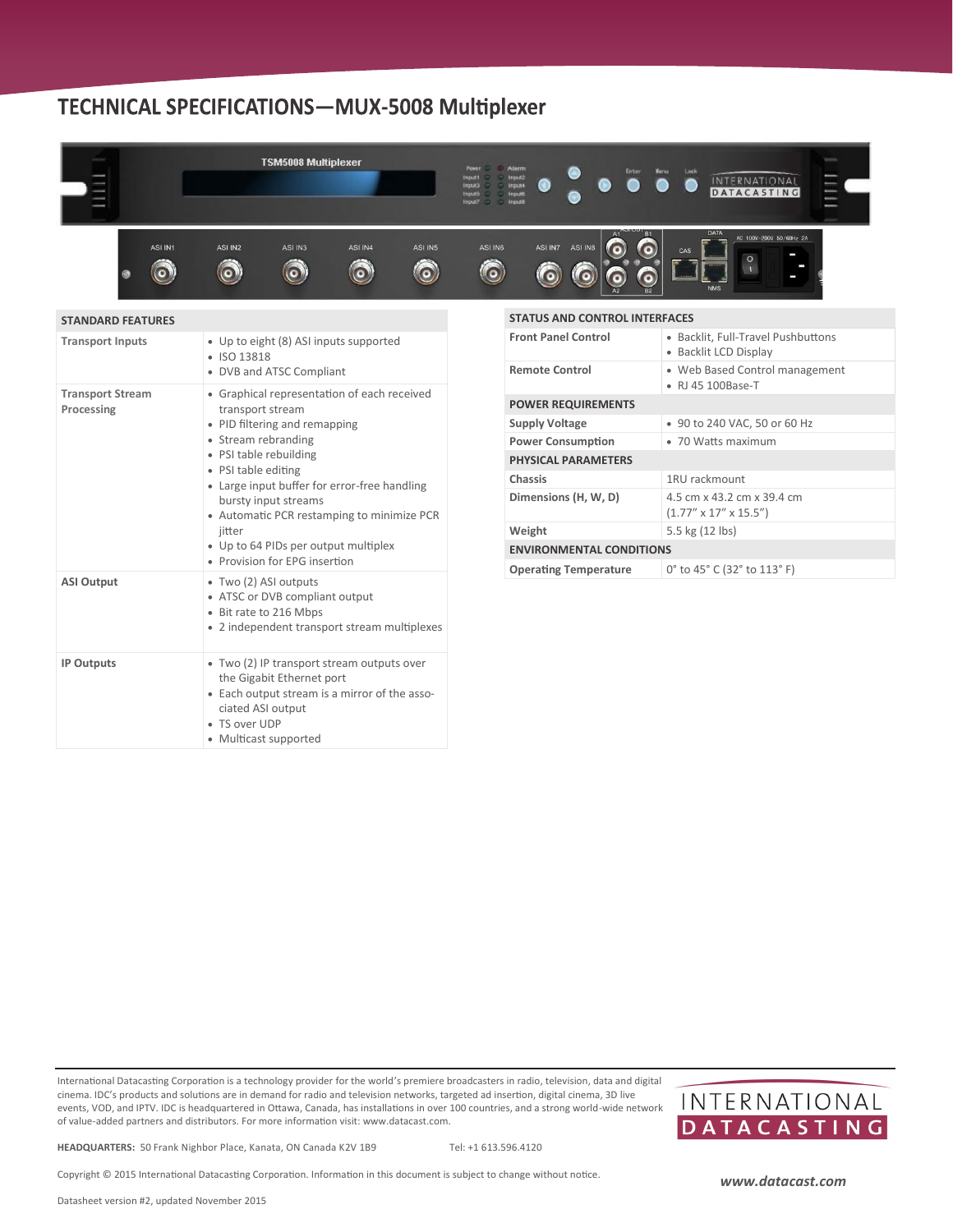# TECHNICAL SPECIFICATIONS—MUX-5008 Multiplexer

| STANDARD FEATURES | |
|---|---|
| **Transport Inputs** | • Up to eight (8) ASI inputs supported<br>• ISO 13818<br>• DVB and ATSC Compliant |
| **Transport Stream Processing** | • Graphical representation of each received transport stream<br>• PID filtering and remapping<br>• Stream rebranding<br>• PSI table rebuilding<br>• PSI table editing<br>• Large input buffer for error-free handling bursty input streams<br>• Automatic PCR restamping to minimize PCR jitter<br>• Up to 64 PIDs per output multiplex<br>• Provision for EPG insertion |
| **ASI Output** | • Two (2) ASI outputs<br>• ATSC or DVB compliant output<br>• Bit rate to 216 Mbps<br>• 2 independent transport stream multiplexes |
| **IP Outputs** | • Two (2) IP transport stream outputs over the Gigabit Ethernet port<br>• Each output stream is a mirror of the associated ASI output<br>• TS over UDP<br>• Multicast supported |

| STATUS AND CONTROL INTERFACES | |
|---|---|
| **Front Panel Control** | • Backlit, Full-Travel Pushbuttons<br>• Backlit LCD Display |
| **Remote Control** | • Web Based Control management<br>• RJ 45 100Base-T |
| **POWER REQUIREMENTS** | |
| **Supply Voltage** | • 90 to 240 VAC, 50 or 60 Hz |
| **Power Consumption** | • 70 Watts maximum |
| **PHYSICAL PARAMETERS** | |
| **Chassis** | 1RU rackmount |
| **Dimensions (H, W, D)** | 4.5 cm x 43.2 cm x 39.4 cm (1.77" x 17" x 15.5") |
| **Weight** | 5.5 kg (12 lbs) |
| **ENVIRONMENTAL CONDITIONS** | |
| **Operating Temperature** | 0° to 45° C (32° to 113° F) |

International Datacasting Corporation is a technology provider for the world's premiere broadcasters in radio, television, data and digital cinema. IDC's products and solutions are in demand for radio and television networks, targeted ad insertion, digital cinema, 3D live events, VOD, and IPTV. IDC is headquartered in Ottawa, Canada, has installations in over 100 countries, and a strong world-wide network of value-added partners and distributors. For more information visit: www.datacast.com.

**HEADQUARTERS:** 50 Frank Nighbor Place, Kanata, ON Canada K2V 1B9 Tel: +1 613.596.4120

Copyright © 2015 International Datacasting Corporation. Information in this document is subject to change without notice.

Datasheet version #2, updated November 2015

***www.datacast.com***